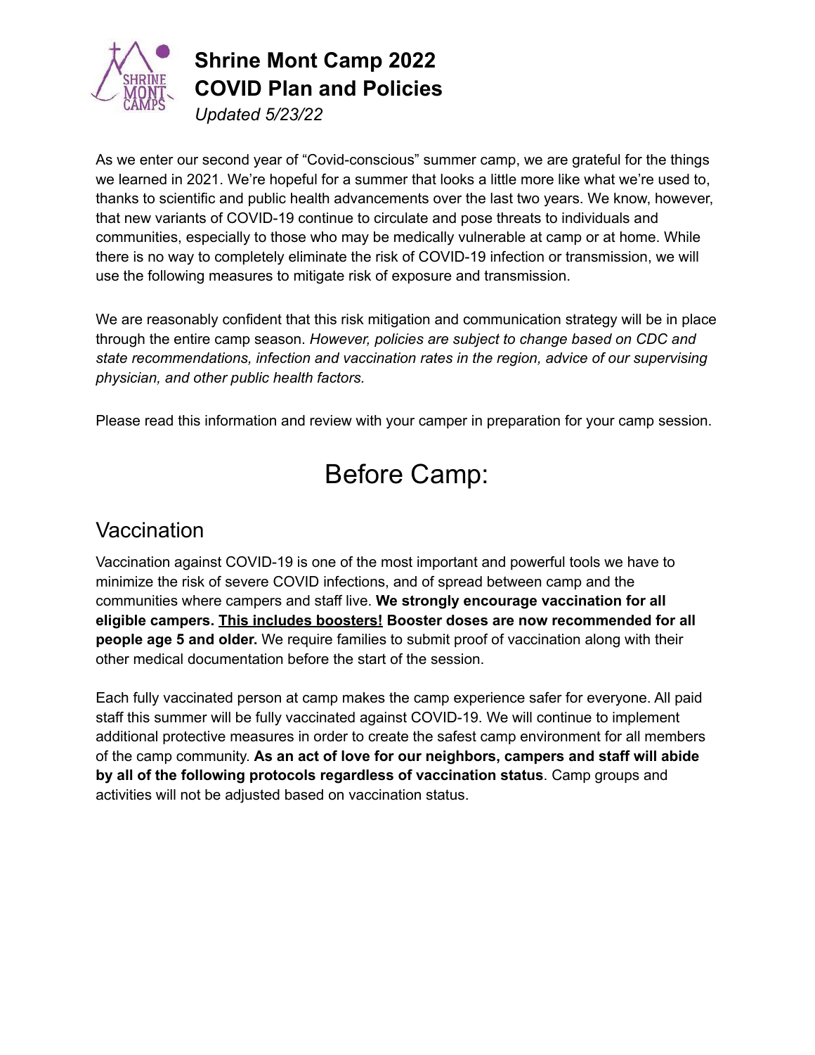# Shrine Mont Camp 2022
# COVID Plan and Policies

*Updated 5/23/22*

As we enter our second year of "Covid-conscious" summer camp, we are grateful for the things we learned in 2021. We're hopeful for a summer that looks a little more like what we're used to, thanks to scientific and public health advancements over the last two years. We know, however, that new variants of COVID-19 continue to circulate and pose threats to individuals and communities, especially to those who may be medically vulnerable at camp or at home. While there is no way to completely eliminate the risk of COVID-19 infection or transmission, we will use the following measures to mitigate risk of exposure and transmission.

We are reasonably confident that this risk mitigation and communication strategy will be in place through the entire camp season. *However, policies are subject to change based on CDC and state recommendations, infection and vaccination rates in the region, advice of our supervising physician, and other public health factors.*

Please read this information and review with your camper in preparation for your camp session.

# Before Camp:

## Vaccination

Vaccination against COVID-19 is one of the most important and powerful tools we have to minimize the risk of severe COVID infections, and of spread between camp and the communities where campers and staff live. **We strongly encourage vaccination for all eligible campers. <u>This includes boosters!</u> Booster doses are now recommended for all people age 5 and older.** We require families to submit proof of vaccination along with their other medical documentation before the start of the session.

Each fully vaccinated person at camp makes the camp experience safer for everyone. All paid staff this summer will be fully vaccinated against COVID-19. We will continue to implement additional protective measures in order to create the safest camp environment for all members of the camp community. **As an act of love for our neighbors, campers and staff will abide by all of the following protocols regardless of vaccination status**. Camp groups and activities will not be adjusted based on vaccination status.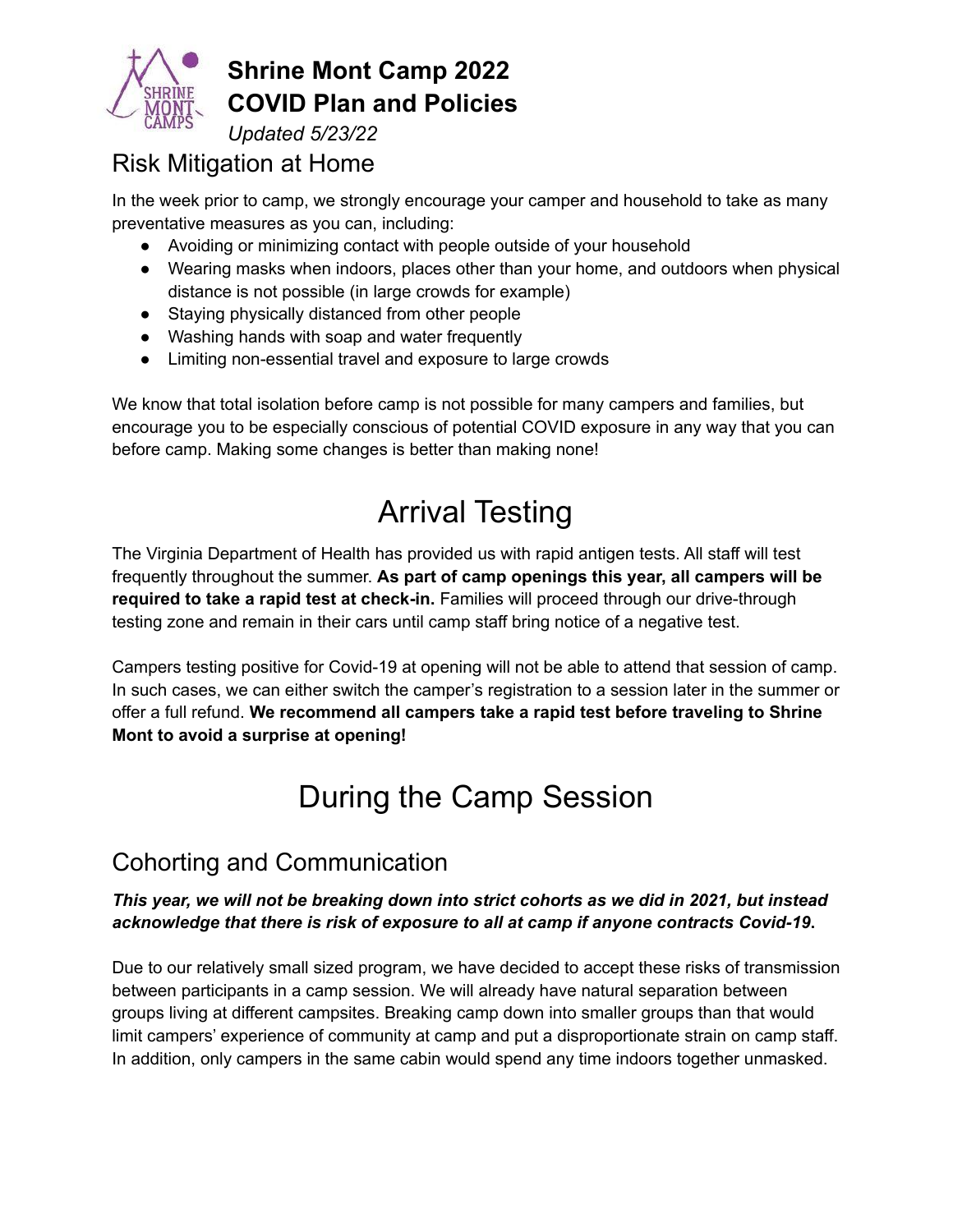# Shrine Mont Camp 2022
# COVID Plan and Policies

*Updated 5/23/22*

## Risk Mitigation at Home

In the week prior to camp, we strongly encourage your camper and household to take as many preventative measures as you can, including:

- Avoiding or minimizing contact with people outside of your household
- Wearing masks when indoors, places other than your home, and outdoors when physical distance is not possible (in large crowds for example)
- Staying physically distanced from other people
- Washing hands with soap and water frequently
- Limiting non-essential travel and exposure to large crowds

We know that total isolation before camp is not possible for many campers and families, but encourage you to be especially conscious of potential COVID exposure in any way that you can before camp. Making some changes is better than making none!

# Arrival Testing

The Virginia Department of Health has provided us with rapid antigen tests. All staff will test frequently throughout the summer. **As part of camp openings this year, all campers will be required to take a rapid test at check-in.** Families will proceed through our drive-through testing zone and remain in their cars until camp staff bring notice of a negative test.

Campers testing positive for Covid-19 at opening will not be able to attend that session of camp. In such cases, we can either switch the camper's registration to a session later in the summer or offer a full refund. **We recommend all campers take a rapid test before traveling to Shrine Mont to avoid a surprise at opening!**

# During the Camp Session

## Cohorting and Communication

***This year, we will not be breaking down into strict cohorts as we did in 2021, but instead acknowledge that there is risk of exposure to all at camp if anyone contracts Covid-19.***

Due to our relatively small sized program, we have decided to accept these risks of transmission between participants in a camp session. We will already have natural separation between groups living at different campsites. Breaking camp down into smaller groups than that would limit campers' experience of community at camp and put a disproportionate strain on camp staff. In addition, only campers in the same cabin would spend any time indoors together unmasked.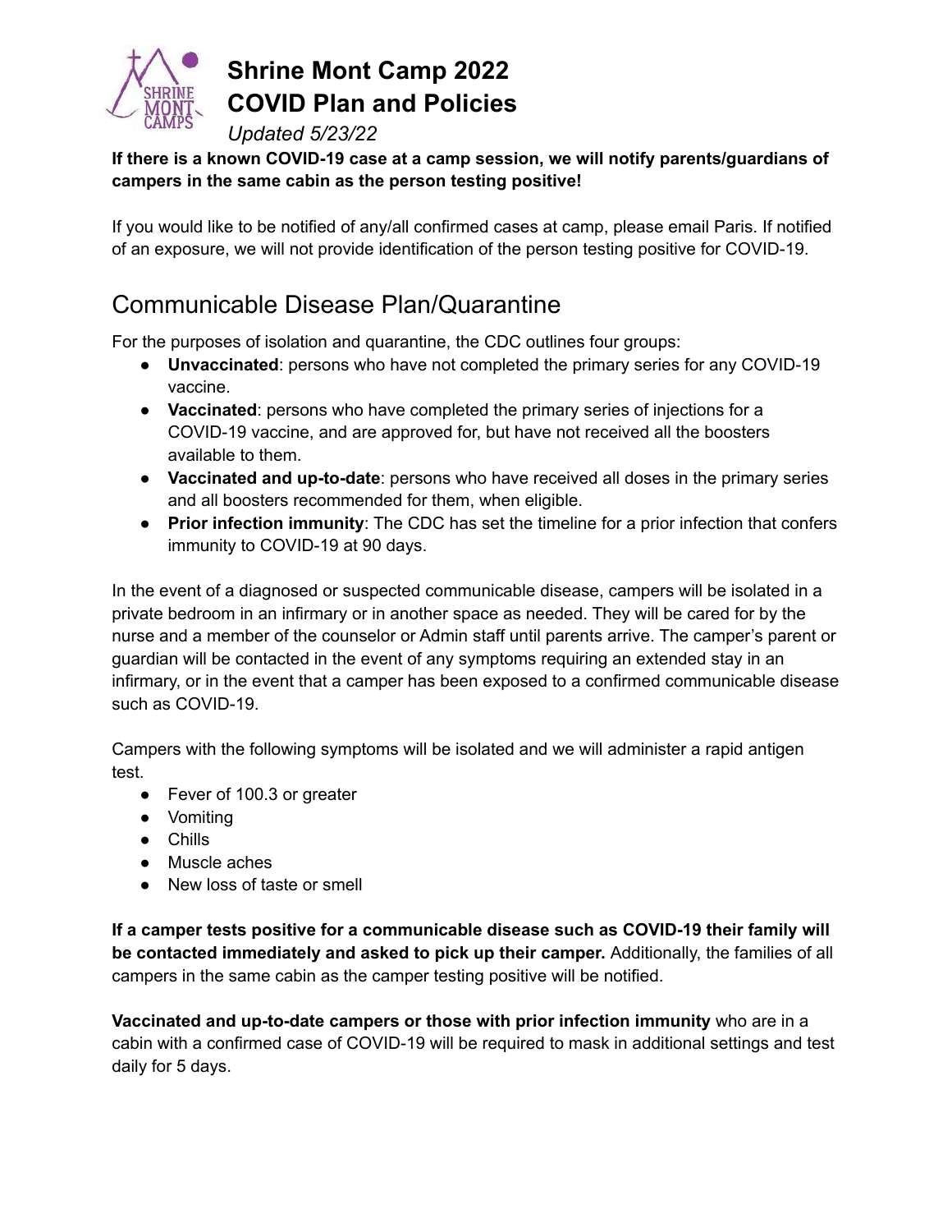# Shrine Mont Camp 2022
# COVID Plan and Policies

*Updated 5/23/22*

**If there is a known COVID-19 case at a camp session, we will notify parents/guardians of campers in the same cabin as the person testing positive!**

If you would like to be notified of any/all confirmed cases at camp, please email Paris. If notified of an exposure, we will not provide identification of the person testing positive for COVID-19.

## Communicable Disease Plan/Quarantine

For the purposes of isolation and quarantine, the CDC outlines four groups:

- **Unvaccinated**: persons who have not completed the primary series for any COVID-19 vaccine.
- **Vaccinated**: persons who have completed the primary series of injections for a COVID-19 vaccine, and are approved for, but have not received all the boosters available to them.
- **Vaccinated and up-to-date**: persons who have received all doses in the primary series and all boosters recommended for them, when eligible.
- **Prior infection immunity**: The CDC has set the timeline for a prior infection that confers immunity to COVID-19 at 90 days.

In the event of a diagnosed or suspected communicable disease, campers will be isolated in a private bedroom in an infirmary or in another space as needed. They will be cared for by the nurse and a member of the counselor or Admin staff until parents arrive. The camper's parent or guardian will be contacted in the event of any symptoms requiring an extended stay in an infirmary, or in the event that a camper has been exposed to a confirmed communicable disease such as COVID-19.

Campers with the following symptoms will be isolated and we will administer a rapid antigen test.

- Fever of 100.3 or greater
- Vomiting
- Chills
- Muscle aches
- New loss of taste or smell

**If a camper tests positive for a communicable disease such as COVID-19 their family will be contacted immediately and asked to pick up their camper.** Additionally, the families of all campers in the same cabin as the camper testing positive will be notified.

**Vaccinated and up-to-date campers or those with prior infection immunity** who are in a cabin with a confirmed case of COVID-19 will be required to mask in additional settings and test daily for 5 days.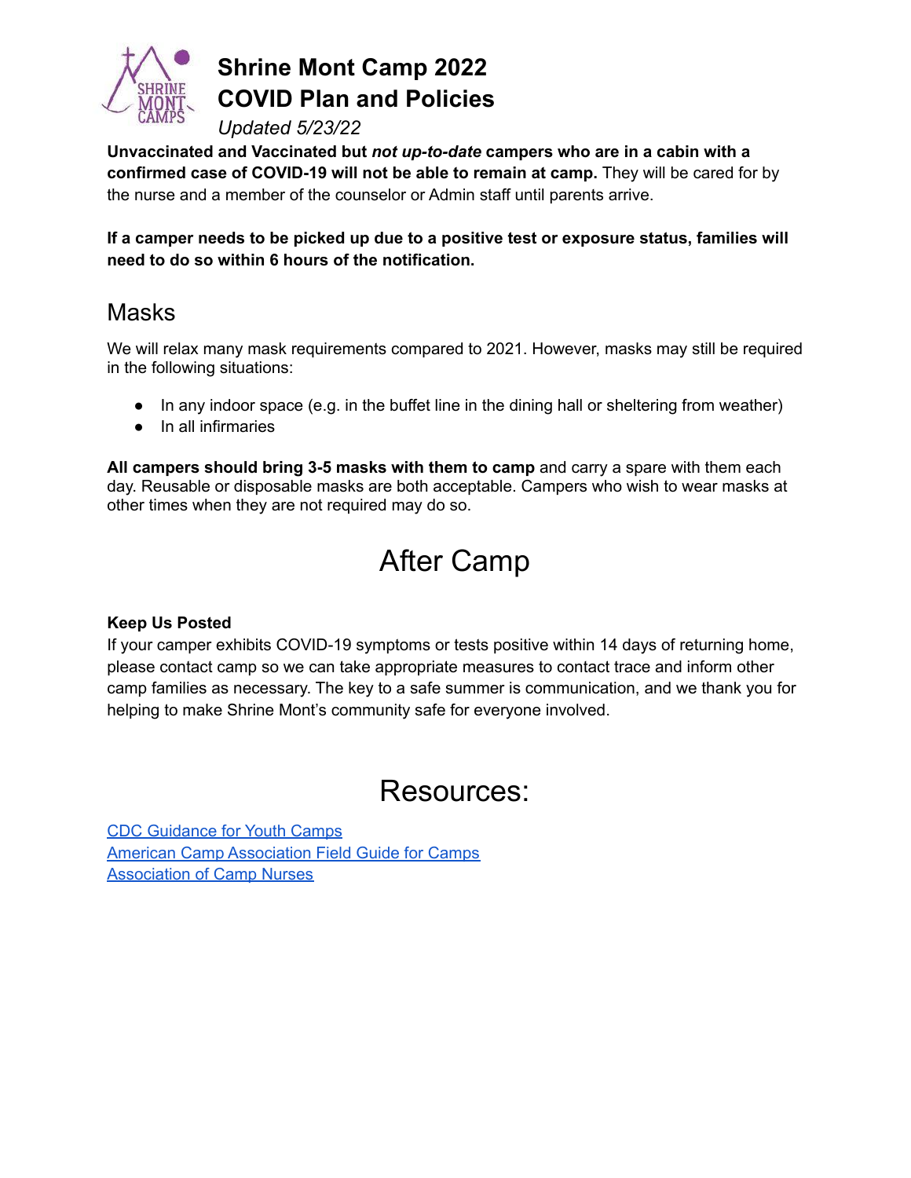**Unvaccinated and Vaccinated but *not up-to-date* campers who are in a cabin with a confirmed case of COVID-19 will not be able to remain at camp.** They will be cared for by the nurse and a member of the counselor or Admin staff until parents arrive.

**If a camper needs to be picked up due to a positive test or exposure status, families will need to do so within 6 hours of the notification.**

## Masks

We will relax many mask requirements compared to 2021. However, masks may still be required in the following situations:

- In any indoor space (e.g. in the buffet line in the dining hall or sheltering from weather)
- In all infirmaries

**All campers should bring 3-5 masks with them to camp** and carry a spare with them each day. Reusable or disposable masks are both acceptable. Campers who wish to wear masks at other times when they are not required may do so.

# After Camp

**Keep Us Posted**

If your camper exhibits COVID-19 symptoms or tests positive within 14 days of returning home, please contact camp so we can take appropriate measures to contact trace and inform other camp families as necessary. The key to a safe summer is communication, and we thank you for helping to make Shrine Mont's community safe for everyone involved.

# Resources:

CDC Guidance for Youth Camps
American Camp Association Field Guide for Camps
Association of Camp Nurses